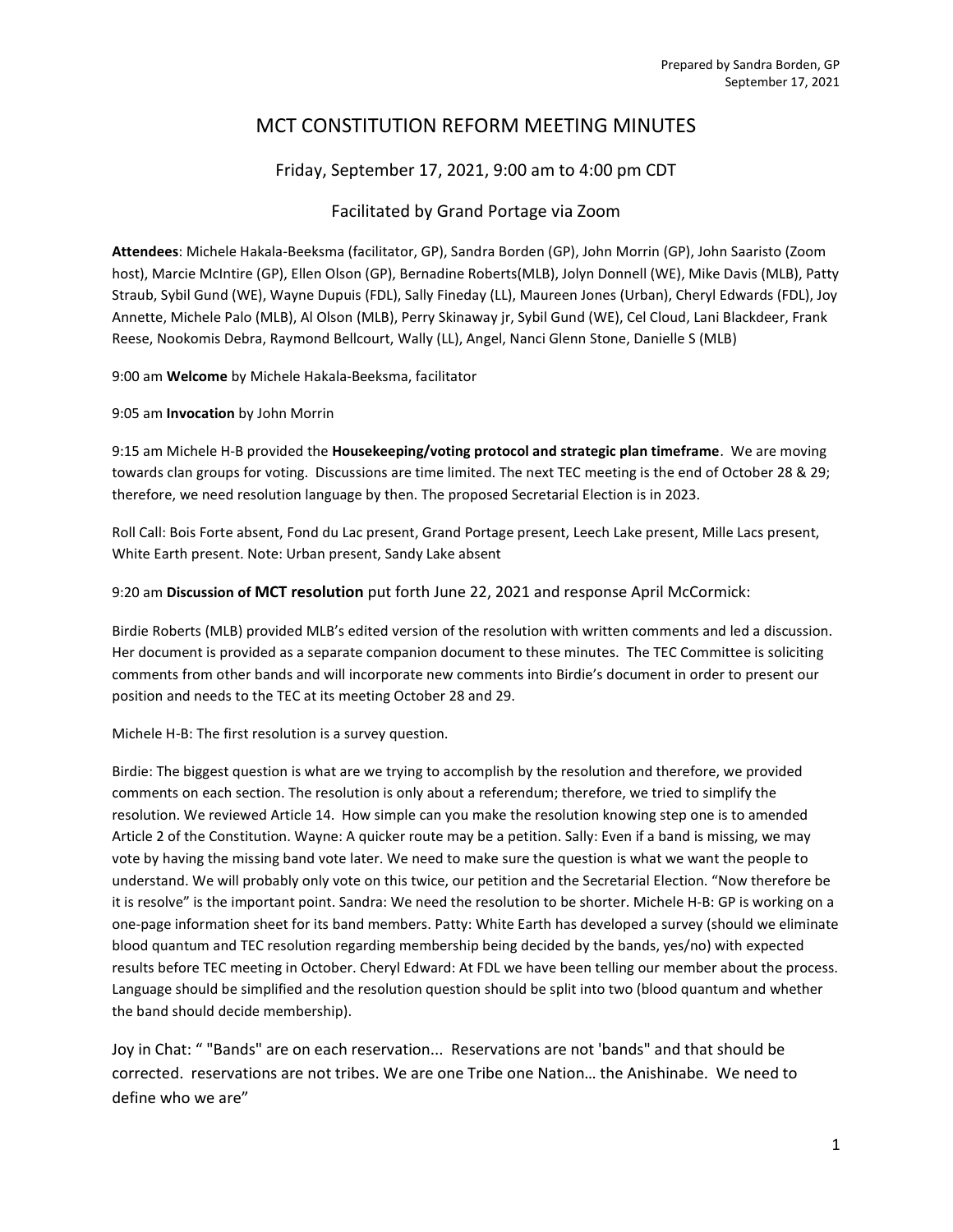Prepared by Sandra Borden, GP
September 17, 2021

# MCT CONSTITUTION REFORM MEETING MINUTES

Friday, September 17, 2021, 9:00 am to 4:00 pm CDT

Facilitated by Grand Portage via Zoom

**Attendees**: Michele Hakala-Beeksma (facilitator, GP), Sandra Borden (GP), John Morrin (GP), John Saaristo (Zoom host), Marcie McIntire (GP), Ellen Olson (GP), Bernadine Roberts(MLB), Jolyn Donnell (WE), Mike Davis (MLB), Patty Straub, Sybil Gund (WE), Wayne Dupuis (FDL), Sally Fineday (LL), Maureen Jones (Urban), Cheryl Edwards (FDL), Joy Annette, Michele Palo (MLB), Al Olson (MLB), Perry Skinaway jr, Sybil Gund (WE), Cel Cloud, Lani Blackdeer, Frank Reese, Nookomis Debra, Raymond Bellcourt, Wally (LL), Angel, Nanci Glenn Stone, Danielle S (MLB)

9:00 am **Welcome** by Michele Hakala-Beeksma, facilitator

9:05 am **Invocation** by John Morrin

9:15 am Michele H-B provided the **Housekeeping/voting protocol and strategic plan timeframe**. We are moving towards clan groups for voting. Discussions are time limited. The next TEC meeting is the end of October 28 & 29; therefore, we need resolution language by then. The proposed Secretarial Election is in 2023.

Roll Call: Bois Forte absent, Fond du Lac present, Grand Portage present, Leech Lake present, Mille Lacs present, White Earth present. Note: Urban present, Sandy Lake absent

9:20 am **Discussion of MCT resolution** put forth June 22, 2021 and response April McCormick:

Birdie Roberts (MLB) provided MLB's edited version of the resolution with written comments and led a discussion. Her document is provided as a separate companion document to these minutes. The TEC Committee is soliciting comments from other bands and will incorporate new comments into Birdie's document in order to present our position and needs to the TEC at its meeting October 28 and 29.

Michele H-B: The first resolution is a survey question.

Birdie: The biggest question is what are we trying to accomplish by the resolution and therefore, we provided comments on each section. The resolution is only about a referendum; therefore, we tried to simplify the resolution. We reviewed Article 14. How simple can you make the resolution knowing step one is to amended Article 2 of the Constitution. Wayne: A quicker route may be a petition. Sally: Even if a band is missing, we may vote by having the missing band vote later. We need to make sure the question is what we want the people to understand. We will probably only vote on this twice, our petition and the Secretarial Election. "Now therefore be it is resolve" is the important point. Sandra: We need the resolution to be shorter. Michele H-B: GP is working on a one-page information sheet for its band members. Patty: White Earth has developed a survey (should we eliminate blood quantum and TEC resolution regarding membership being decided by the bands, yes/no) with expected results before TEC meeting in October. Cheryl Edward: At FDL we have been telling our member about the process. Language should be simplified and the resolution question should be split into two (blood quantum and whether the band should decide membership).

Joy in Chat: " "Bands" are on each reservation... Reservations are not 'bands" and that should be corrected. reservations are not tribes. We are one Tribe one Nation… the Anishinabe. We need to define who we are"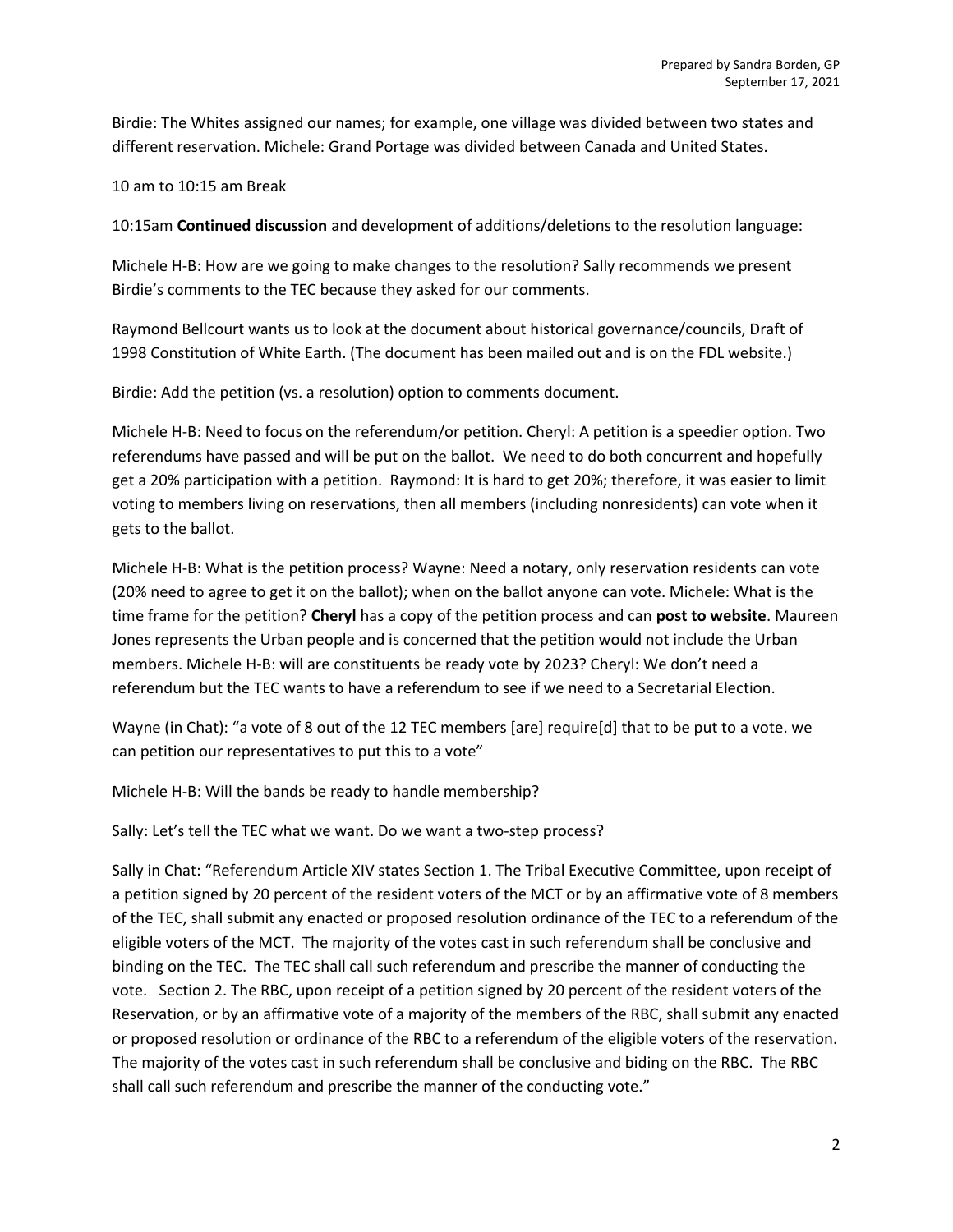Birdie: The Whites assigned our names; for example, one village was divided between two states and different reservation. Michele: Grand Portage was divided between Canada and United States.

10 am to 10:15 am Break

10:15am **Continued discussion** and development of additions/deletions to the resolution language:

Michele H-B: How are we going to make changes to the resolution? Sally recommends we present Birdie's comments to the TEC because they asked for our comments.

Raymond Bellcourt wants us to look at the document about historical governance/councils, Draft of 1998 Constitution of White Earth. (The document has been mailed out and is on the FDL website.)

Birdie: Add the petition (vs. a resolution) option to comments document.

Michele H-B: Need to focus on the referendum/or petition. Cheryl: A petition is a speedier option. Two referendums have passed and will be put on the ballot. We need to do both concurrent and hopefully get a 20% participation with a petition. Raymond: It is hard to get 20%; therefore, it was easier to limit voting to members living on reservations, then all members (including nonresidents) can vote when it gets to the ballot.

Michele H-B: What is the petition process? Wayne: Need a notary, only reservation residents can vote (20% need to agree to get it on the ballot); when on the ballot anyone can vote. Michele: What is the time frame for the petition? **Cheryl** has a copy of the petition process and can **post to website**. Maureen Jones represents the Urban people and is concerned that the petition would not include the Urban members. Michele H-B: will are constituents be ready vote by 2023? Cheryl: We don't need a referendum but the TEC wants to have a referendum to see if we need to a Secretarial Election.

Wayne (in Chat): "a vote of 8 out of the 12 TEC members [are] require[d] that to be put to a vote. we can petition our representatives to put this to a vote"

Michele H-B: Will the bands be ready to handle membership?

Sally: Let's tell the TEC what we want. Do we want a two-step process?

Sally in Chat: "Referendum Article XIV states Section 1. The Tribal Executive Committee, upon receipt of a petition signed by 20 percent of the resident voters of the MCT or by an affirmative vote of 8 members of the TEC, shall submit any enacted or proposed resolution ordinance of the TEC to a referendum of the eligible voters of the MCT. The majority of the votes cast in such referendum shall be conclusive and binding on the TEC. The TEC shall call such referendum and prescribe the manner of conducting the vote. Section 2. The RBC, upon receipt of a petition signed by 20 percent of the resident voters of the Reservation, or by an affirmative vote of a majority of the members of the RBC, shall submit any enacted or proposed resolution or ordinance of the RBC to a referendum of the eligible voters of the reservation. The majority of the votes cast in such referendum shall be conclusive and biding on the RBC. The RBC shall call such referendum and prescribe the manner of the conducting vote."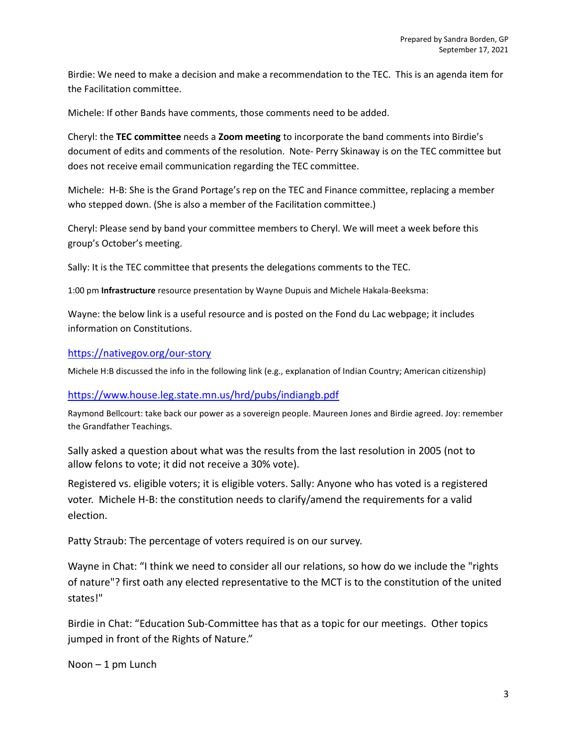Birdie: We need to make a decision and make a recommendation to the TEC. This is an agenda item for the Facilitation committee.

Michele: If other Bands have comments, those comments need to be added.

Cheryl: the **TEC committee** needs a **Zoom meeting** to incorporate the band comments into Birdie's document of edits and comments of the resolution. Note- Perry Skinaway is on the TEC committee but does not receive email communication regarding the TEC committee.

Michele: H-B: She is the Grand Portage's rep on the TEC and Finance committee, replacing a member who stepped down. (She is also a member of the Facilitation committee.)

Cheryl: Please send by band your committee members to Cheryl. We will meet a week before this group's October's meeting.

Sally: It is the TEC committee that presents the delegations comments to the TEC.

1:00 pm **Infrastructure** resource presentation by Wayne Dupuis and Michele Hakala-Beeksma:

Wayne: the below link is a useful resource and is posted on the Fond du Lac webpage; it includes information on Constitutions.

https://nativegov.org/our-story

Michele H:B discussed the info in the following link (e.g., explanation of Indian Country; American citizenship)

https://www.house.leg.state.mn.us/hrd/pubs/indiangb.pdf

Raymond Bellcourt: take back our power as a sovereign people. Maureen Jones and Birdie agreed. Joy: remember the Grandfather Teachings.

Sally asked a question about what was the results from the last resolution in 2005 (not to allow felons to vote; it did not receive a 30% vote).

Registered vs. eligible voters; it is eligible voters. Sally: Anyone who has voted is a registered voter. Michele H-B: the constitution needs to clarify/amend the requirements for a valid election.

Patty Straub: The percentage of voters required is on our survey.

Wayne in Chat: "I think we need to consider all our relations, so how do we include the "rights of nature"? first oath any elected representative to the MCT is to the constitution of the united states!"

Birdie in Chat: "Education Sub-Committee has that as a topic for our meetings. Other topics jumped in front of the Rights of Nature."

Noon – 1 pm Lunch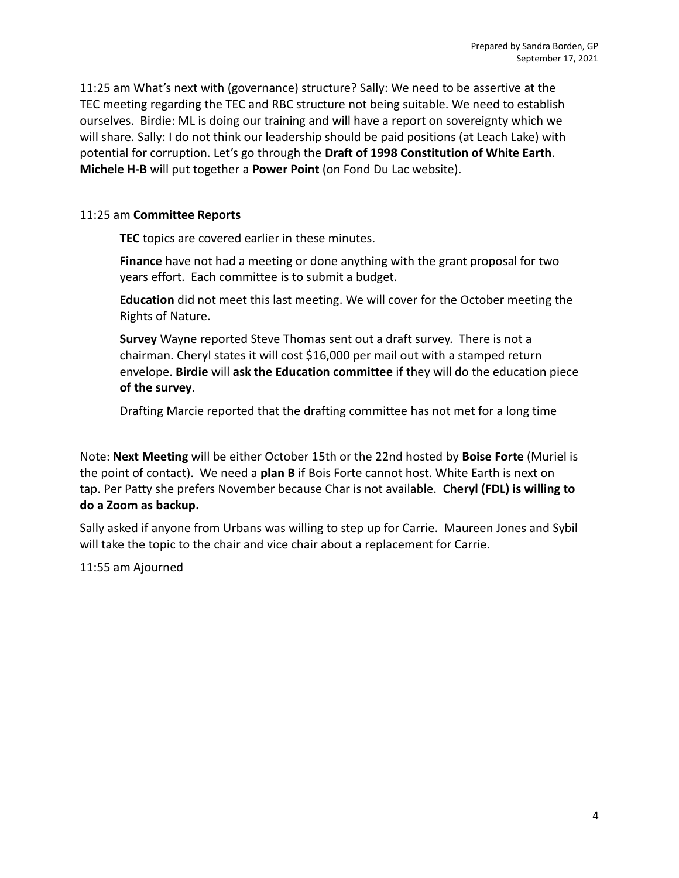11:25 am What's next with (governance) structure? Sally: We need to be assertive at the TEC meeting regarding the TEC and RBC structure not being suitable. We need to establish ourselves. Birdie: ML is doing our training and will have a report on sovereignty which we will share. Sally: I do not think our leadership should be paid positions (at Leach Lake) with potential for corruption. Let's go through the **Draft of 1998 Constitution of White Earth**. **Michele H-B** will put together a **Power Point** (on Fond Du Lac website).

11:25 am **Committee Reports**

**TEC** topics are covered earlier in these minutes.

**Finance** have not had a meeting or done anything with the grant proposal for two years effort. Each committee is to submit a budget.

**Education** did not meet this last meeting. We will cover for the October meeting the Rights of Nature.

**Survey** Wayne reported Steve Thomas sent out a draft survey. There is not a chairman. Cheryl states it will cost $16,000 per mail out with a stamped return envelope. **Birdie** will **ask the Education committee** if they will do the education piece **of the survey**.

Drafting Marcie reported that the drafting committee has not met for a long time

Note: **Next Meeting** will be either October 15th or the 22nd hosted by **Boise Forte** (Muriel is the point of contact). We need a **plan B** if Bois Forte cannot host. White Earth is next on tap. Per Patty she prefers November because Char is not available. **Cheryl (FDL) is willing to do a Zoom as backup.**

Sally asked if anyone from Urbans was willing to step up for Carrie. Maureen Jones and Sybil will take the topic to the chair and vice chair about a replacement for Carrie.

11:55 am Ajourned